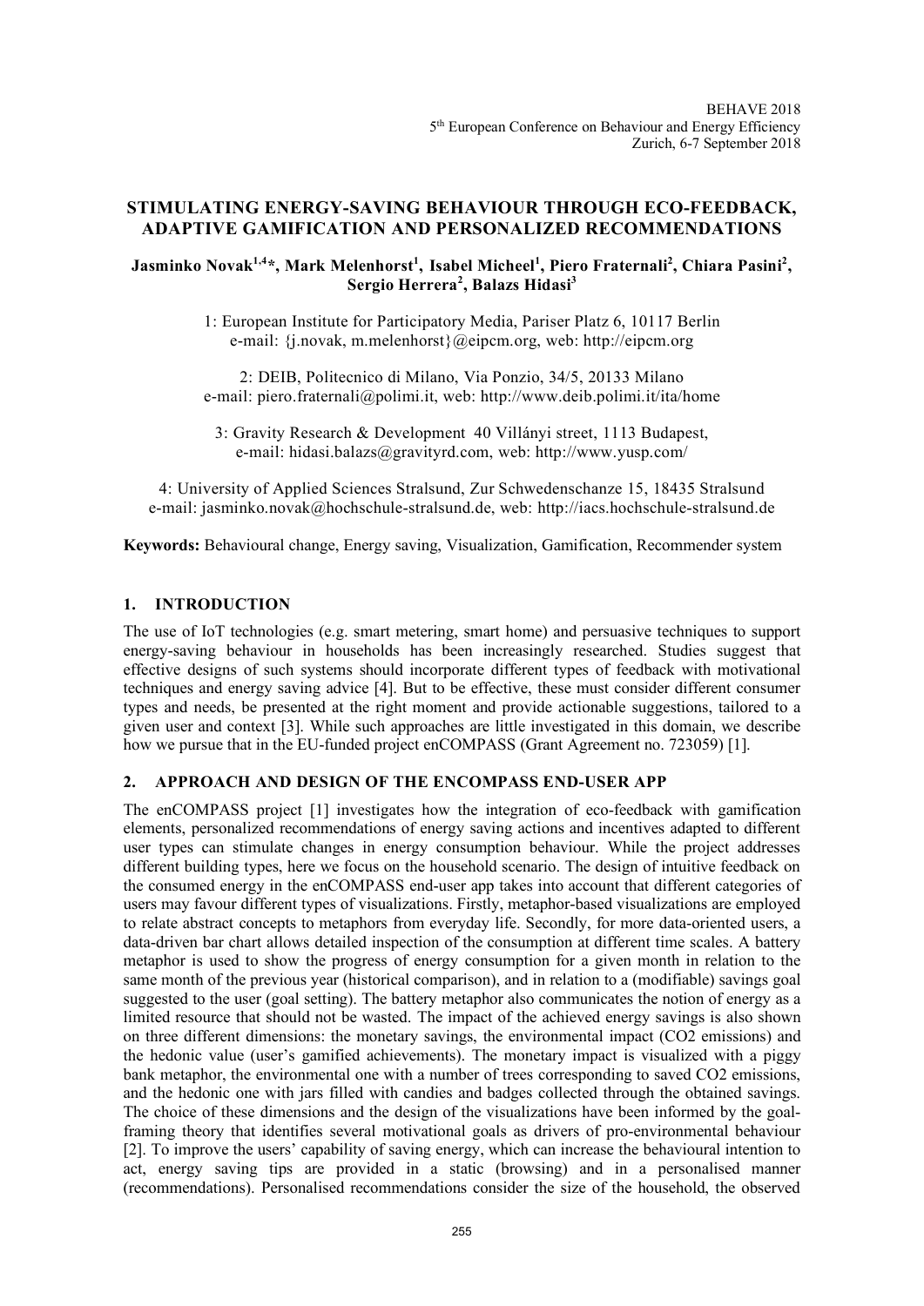BEHAVE 2018
5th European Conference on Behaviour and Energy Efficiency
Zurich, 6-7 September 2018

# STIMULATING ENERGY-SAVING BEHAVIOUR THROUGH ECO-FEEDBACK, ADAPTIVE GAMIFICATION AND PERSONALIZED RECOMMENDATIONS

**Jasminko Novak[1,4]*, Mark Melenhorst[1], Isabel Micheel[1], Piero Fraternali[2], Chiara Pasini[2], Sergio Herrera[2], Balazs Hidasi[3]**

1: European Institute for Participatory Media, Pariser Platz 6, 10117 Berlin
e-mail: {j.novak, m.melenhorst}@eipcm.org, web: http://eipcm.org

2: DEIB, Politecnico di Milano, Via Ponzio, 34/5, 20133 Milano
e-mail: piero.fraternali@polimi.it, web: http://www.deib.polimi.it/ita/home

3: Gravity Research & Development 40 Villányi street, 1113 Budapest,
e-mail: hidasi.balazs@gravityrd.com, web: http://www.yusp.com/

4: University of Applied Sciences Stralsund, Zur Schwedenschanze 15, 18435 Stralsund
e-mail: jasminko.novak@hochschule-stralsund.de, web: http://iacs.hochschule-stralsund.de

**Keywords:** Behavioural change, Energy saving, Visualization, Gamification, Recommender system

## 1. INTRODUCTION

The use of IoT technologies (e.g. smart metering, smart home) and persuasive techniques to support energy-saving behaviour in households has been increasingly researched. Studies suggest that effective designs of such systems should incorporate different types of feedback with motivational techniques and energy saving advice [4]. But to be effective, these must consider different consumer types and needs, be presented at the right moment and provide actionable suggestions, tailored to a given user and context [3]. While such approaches are little investigated in this domain, we describe how we pursue that in the EU-funded project enCOMPASS (Grant Agreement no. 723059) [1].

## 2. APPROACH AND DESIGN OF THE ENCOMPASS END-USER APP

The enCOMPASS project [1] investigates how the integration of eco-feedback with gamification elements, personalized recommendations of energy saving actions and incentives adapted to different user types can stimulate changes in energy consumption behaviour. While the project addresses different building types, here we focus on the household scenario. The design of intuitive feedback on the consumed energy in the enCOMPASS end-user app takes into account that different categories of users may favour different types of visualizations. Firstly, metaphor-based visualizations are employed to relate abstract concepts to metaphors from everyday life. Secondly, for more data-oriented users, a data-driven bar chart allows detailed inspection of the consumption at different time scales. A battery metaphor is used to show the progress of energy consumption for a given month in relation to the same month of the previous year (historical comparison), and in relation to a (modifiable) savings goal suggested to the user (goal setting). The battery metaphor also communicates the notion of energy as a limited resource that should not be wasted. The impact of the achieved energy savings is also shown on three different dimensions: the monetary savings, the environmental impact ($CO_2$ emissions) and the hedonic value (user's gamified achievements). The monetary impact is visualized with a piggy bank metaphor, the environmental one with a number of trees corresponding to saved $CO_2$ emissions, and the hedonic one with jars filled with candies and badges collected through the obtained savings. The choice of these dimensions and the design of the visualizations have been informed by the goal-framing theory that identifies several motivational goals as drivers of pro-environmental behaviour [2]. To improve the users' capability of saving energy, which can increase the behavioural intention to act, energy saving tips are provided in a static (browsing) and in a personalised manner (recommendations). Personalised recommendations consider the size of the household, the observed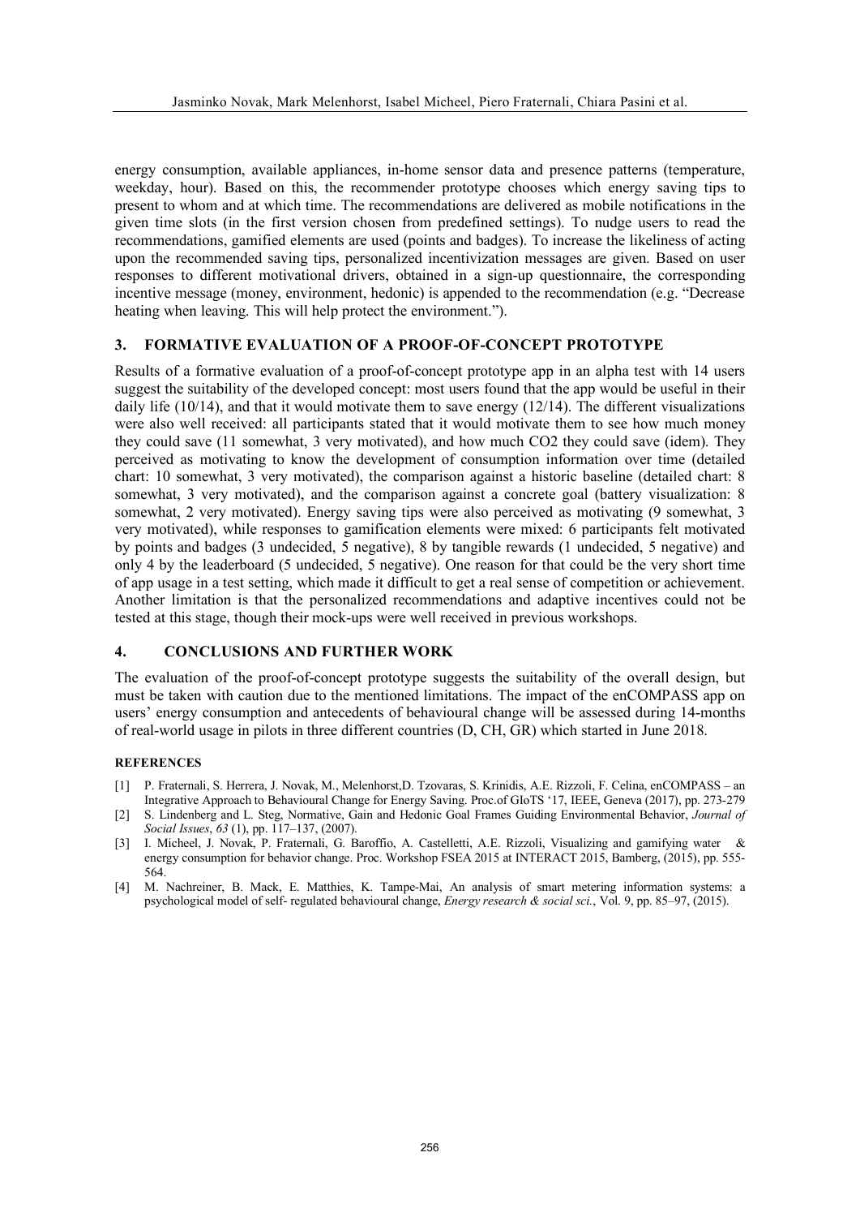energy consumption, available appliances, in-home sensor data and presence patterns (temperature, weekday, hour). Based on this, the recommender prototype chooses which energy saving tips to present to whom and at which time. The recommendations are delivered as mobile notifications in the given time slots (in the first version chosen from predefined settings). To nudge users to read the recommendations, gamified elements are used (points and badges). To increase the likeliness of acting upon the recommended saving tips, personalized incentivization messages are given. Based on user responses to different motivational drivers, obtained in a sign-up questionnaire, the corresponding incentive message (money, environment, hedonic) is appended to the recommendation (e.g. "Decrease heating when leaving. This will help protect the environment.").

## 3. FORMATIVE EVALUATION OF A PROOF-OF-CONCEPT PROTOTYPE

Results of a formative evaluation of a proof-of-concept prototype app in an alpha test with 14 users suggest the suitability of the developed concept: most users found that the app would be useful in their daily life (10/14), and that it would motivate them to save energy (12/14). The different visualizations were also well received: all participants stated that it would motivate them to see how much money they could save (11 somewhat, 3 very motivated), and how much CO2 they could save (idem). They perceived as motivating to know the development of consumption information over time (detailed chart: 10 somewhat, 3 very motivated), the comparison against a historic baseline (detailed chart: 8 somewhat, 3 very motivated), and the comparison against a concrete goal (battery visualization: 8 somewhat, 2 very motivated). Energy saving tips were also perceived as motivating (9 somewhat, 3 very motivated), while responses to gamification elements were mixed: 6 participants felt motivated by points and badges (3 undecided, 5 negative), 8 by tangible rewards (1 undecided, 5 negative) and only 4 by the leaderboard (5 undecided, 5 negative). One reason for that could be the very short time of app usage in a test setting, which made it difficult to get a real sense of competition or achievement. Another limitation is that the personalized recommendations and adaptive incentives could not be tested at this stage, though their mock-ups were well received in previous workshops.

## 4. CONCLUSIONS AND FURTHER WORK

The evaluation of the proof-of-concept prototype suggests the suitability of the overall design, but must be taken with caution due to the mentioned limitations. The impact of the enCOMPASS app on users' energy consumption and antecedents of behavioural change will be assessed during 14-months of real-world usage in pilots in three different countries (D, CH, GR) which started in June 2018.

### REFERENCES

[1] P. Fraternali, S. Herrera, J. Novak, M., Melenhorst,D. Tzovaras, S. Krinidis, A.E. Rizzoli, F. Celina, enCOMPASS – an Integrative Approach to Behavioural Change for Energy Saving. Proc.of GIoTS '17, IEEE, Geneva (2017), pp. 273-279

[2] S. Lindenberg and L. Steg, Normative, Gain and Hedonic Goal Frames Guiding Environmental Behavior, *Journal of Social Issues*, *63* (1), pp. 117–137, (2007).

[3] I. Micheel, J. Novak, P. Fraternali, G. Baroffio, A. Castelletti, A.E. Rizzoli, Visualizing and gamifying water & energy consumption for behavior change. Proc. Workshop FSEA 2015 at INTERACT 2015, Bamberg, (2015), pp. 555-564.

[4] M. Nachreiner, B. Mack, E. Matthies, K. Tampe-Mai, An analysis of smart metering information systems: a psychological model of self- regulated behavioural change, *Energy research & social sci.*, Vol. 9, pp. 85–97, (2015).